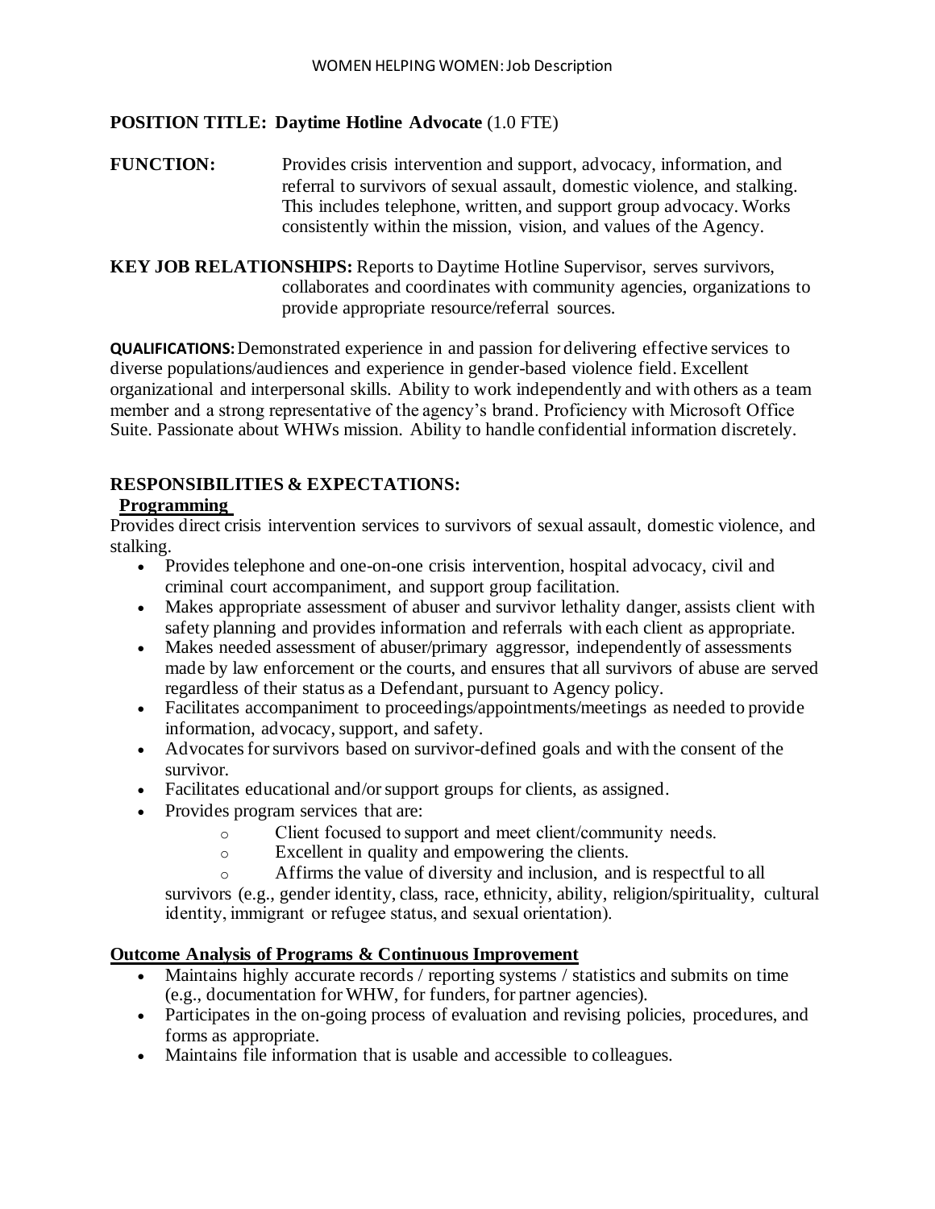WOMEN HELPING WOMEN: Job Description

**POSITION TITLE: Daytime Hotline Advocate** (1.0 FTE)

**FUNCTION:** Provides crisis intervention and support, advocacy, information, and referral to survivors of sexual assault, domestic violence, and stalking. This includes telephone, written, and support group advocacy. Works consistently within the mission, vision, and values of the Agency.

**KEY JOB RELATIONSHIPS:** Reports to Daytime Hotline Supervisor, serves survivors, collaborates and coordinates with community agencies, organizations to provide appropriate resource/referral sources.

**QUALIFICATIONS:** Demonstrated experience in and passion for delivering effective services to diverse populations/audiences and experience in gender-based violence field. Excellent organizational and interpersonal skills. Ability to work independently and with others as a team member and a strong representative of the agency's brand. Proficiency with Microsoft Office Suite. Passionate about WHWs mission. Ability to handle confidential information discretely.

## RESPONSIBILITIES & EXPECTATIONS:

**Programming**

Provides direct crisis intervention services to survivors of sexual assault, domestic violence, and stalking.

- Provides telephone and one-on-one crisis intervention, hospital advocacy, civil and criminal court accompaniment, and support group facilitation.
- Makes appropriate assessment of abuser and survivor lethality danger, assists client with safety planning and provides information and referrals with each client as appropriate.
- Makes needed assessment of abuser/primary aggressor, independently of assessments made by law enforcement or the courts, and ensures that all survivors of abuse are served regardless of their status as a Defendant, pursuant to Agency policy.
- Facilitates accompaniment to proceedings/appointments/meetings as needed to provide information, advocacy, support, and safety.
- Advocates for survivors based on survivor-defined goals and with the consent of the survivor.
- Facilitates educational and/or support groups for clients, as assigned.
- Provides program services that are:
  - Client focused to support and meet client/community needs.
  - Excellent in quality and empowering the clients.
  - Affirms the value of diversity and inclusion, and is respectful to all survivors (e.g., gender identity, class, race, ethnicity, ability, religion/spirituality, cultural identity, immigrant or refugee status, and sexual orientation).

**Outcome Analysis of Programs & Continuous Improvement**

- Maintains highly accurate records / reporting systems / statistics and submits on time (e.g., documentation for WHW, for funders, for partner agencies).
- Participates in the on-going process of evaluation and revising policies, procedures, and forms as appropriate.
- Maintains file information that is usable and accessible to colleagues.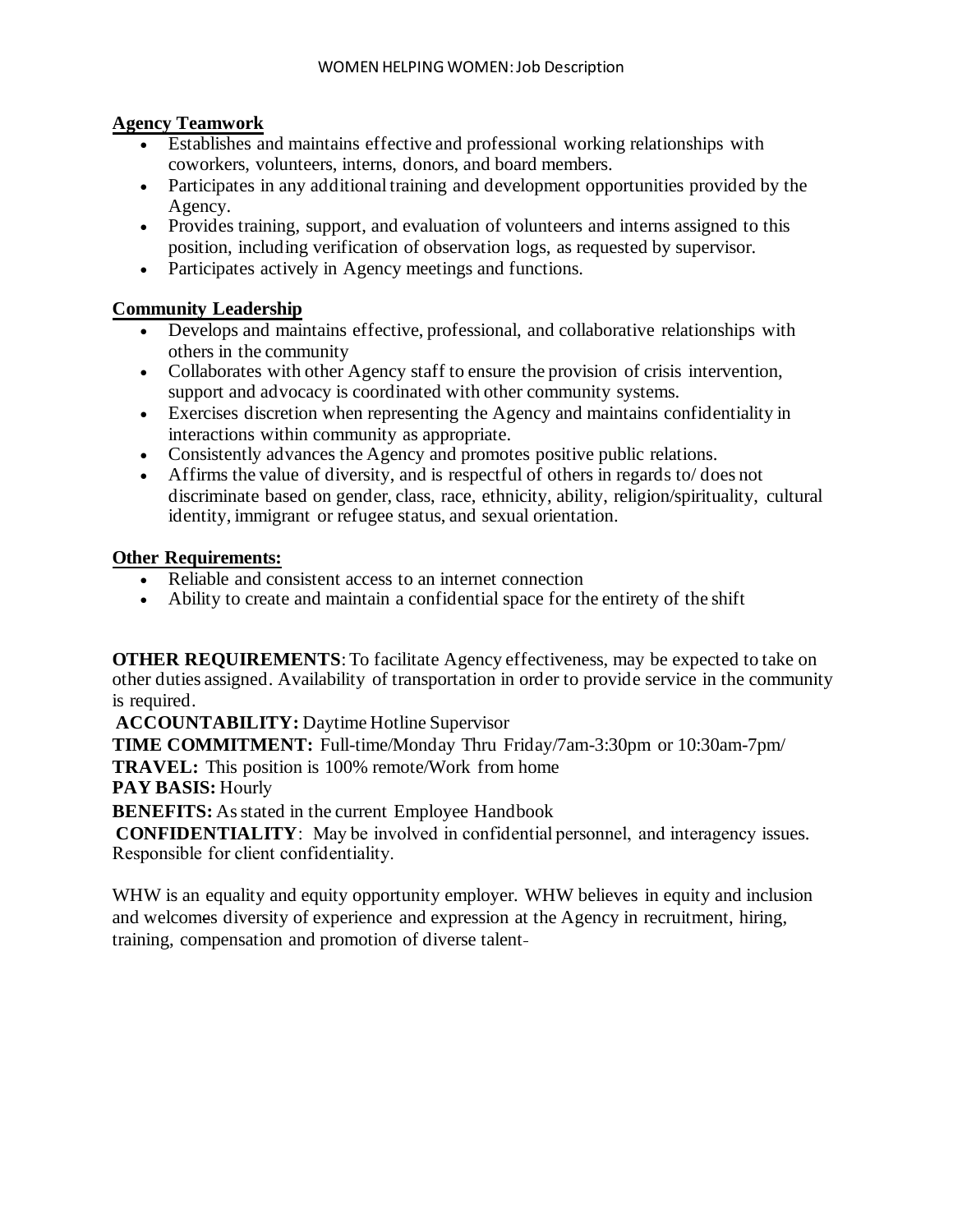## Agency Teamwork

- Establishes and maintains effective and professional working relationships with coworkers, volunteers, interns, donors, and board members.
- Participates in any additional training and development opportunities provided by the Agency.
- Provides training, support, and evaluation of volunteers and interns assigned to this position, including verification of observation logs, as requested by supervisor.
- Participates actively in Agency meetings and functions.

## Community Leadership

- Develops and maintains effective, professional, and collaborative relationships with others in the community
- Collaborates with other Agency staff to ensure the provision of crisis intervention, support and advocacy is coordinated with other community systems.
- Exercises discretion when representing the Agency and maintains confidentiality in interactions within community as appropriate.
- Consistently advances the Agency and promotes positive public relations.
- Affirms the value of diversity, and is respectful of others in regards to/ does not discriminate based on gender, class, race, ethnicity, ability, religion/spirituality, cultural identity, immigrant or refugee status, and sexual orientation.

## Other Requirements:

- Reliable and consistent access to an internet connection
- Ability to create and maintain a confidential space for the entirety of the shift

**OTHER REQUIREMENTS**: To facilitate Agency effectiveness, may be expected to take on other duties assigned. Availability of transportation in order to provide service in the community is required.

**ACCOUNTABILITY:** Daytime Hotline Supervisor

**TIME COMMITMENT:** Full-time/Monday Thru Friday/7am-3:30pm or 10:30am-7pm/

**TRAVEL:** This position is 100% remote/Work from home

**PAY BASIS:** Hourly

**BENEFITS:** As stated in the current Employee Handbook

**CONFIDENTIALITY**: May be involved in confidential personnel, and interagency issues. Responsible for client confidentiality.

WHW is an equality and equity opportunity employer. WHW believes in equity and inclusion and welcomes diversity of experience and expression at the Agency in recruitment, hiring, training, compensation and promotion of diverse talent-